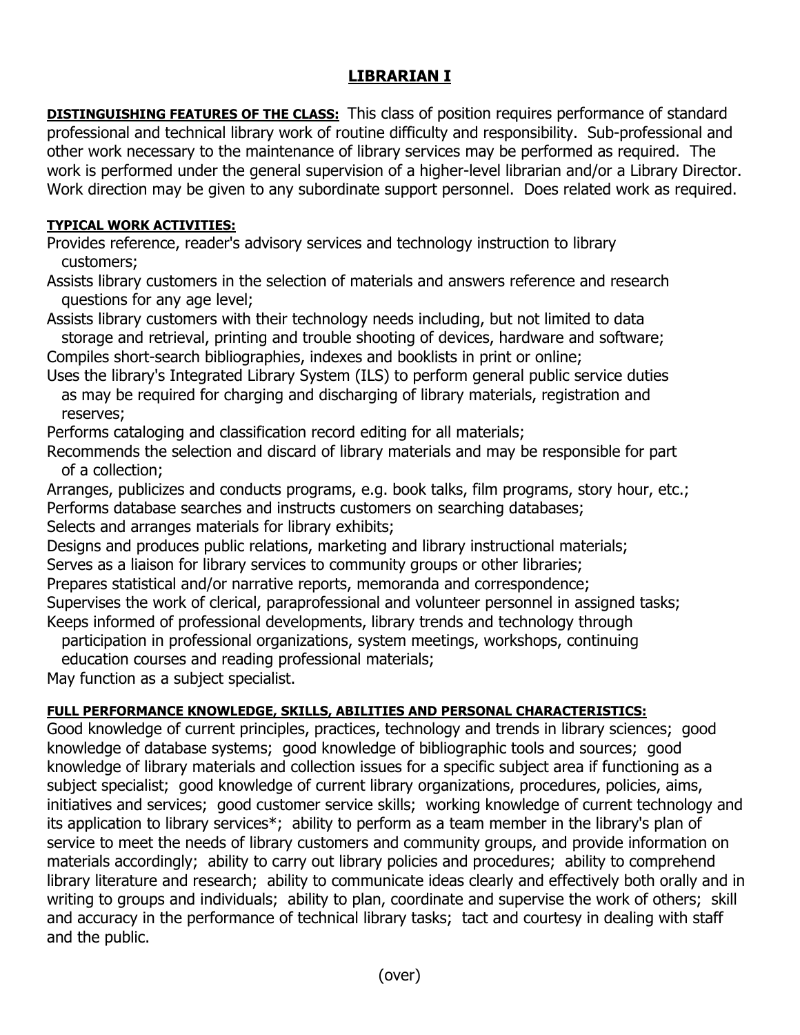# LIBRARIAN I

**DISTINGUISHING FEATURES OF THE CLASS:** This class of position requires performance of standard professional and technical library work of routine difficulty and responsibility. Sub-professional and other work necessary to the maintenance of library services may be performed as required. The work is performed under the general supervision of a higher-level librarian and/or a Library Director. Work direction may be given to any subordinate support personnel. Does related work as required.

**TYPICAL WORK ACTIVITIES:**

Provides reference, reader's advisory services and technology instruction to library customers;
Assists library customers in the selection of materials and answers reference and research questions for any age level;
Assists library customers with their technology needs including, but not limited to data storage and retrieval, printing and trouble shooting of devices, hardware and software;
Compiles short-search bibliographies, indexes and booklists in print or online;
Uses the library's Integrated Library System (ILS) to perform general public service duties as may be required for charging and discharging of library materials, registration and reserves;
Performs cataloging and classification record editing for all materials;
Recommends the selection and discard of library materials and may be responsible for part of a collection;
Arranges, publicizes and conducts programs, e.g. book talks, film programs, story hour, etc.;
Performs database searches and instructs customers on searching databases;
Selects and arranges materials for library exhibits;
Designs and produces public relations, marketing and library instructional materials;
Serves as a liaison for library services to community groups or other libraries;
Prepares statistical and/or narrative reports, memoranda and correspondence;
Supervises the work of clerical, paraprofessional and volunteer personnel in assigned tasks;
Keeps informed of professional developments, library trends and technology through participation in professional organizations, system meetings, workshops, continuing education courses and reading professional materials;
May function as a subject specialist.

**FULL PERFORMANCE KNOWLEDGE, SKILLS, ABILITIES AND PERSONAL CHARACTERISTICS:**

Good knowledge of current principles, practices, technology and trends in library sciences; good knowledge of database systems; good knowledge of bibliographic tools and sources; good knowledge of library materials and collection issues for a specific subject area if functioning as a subject specialist; good knowledge of current library organizations, procedures, policies, aims, initiatives and services; good customer service skills; working knowledge of current technology and its application to library services*; ability to perform as a team member in the library's plan of service to meet the needs of library customers and community groups, and provide information on materials accordingly; ability to carry out library policies and procedures; ability to comprehend library literature and research; ability to communicate ideas clearly and effectively both orally and in writing to groups and individuals; ability to plan, coordinate and supervise the work of others; skill and accuracy in the performance of technical library tasks; tact and courtesy in dealing with staff and the public.

(over)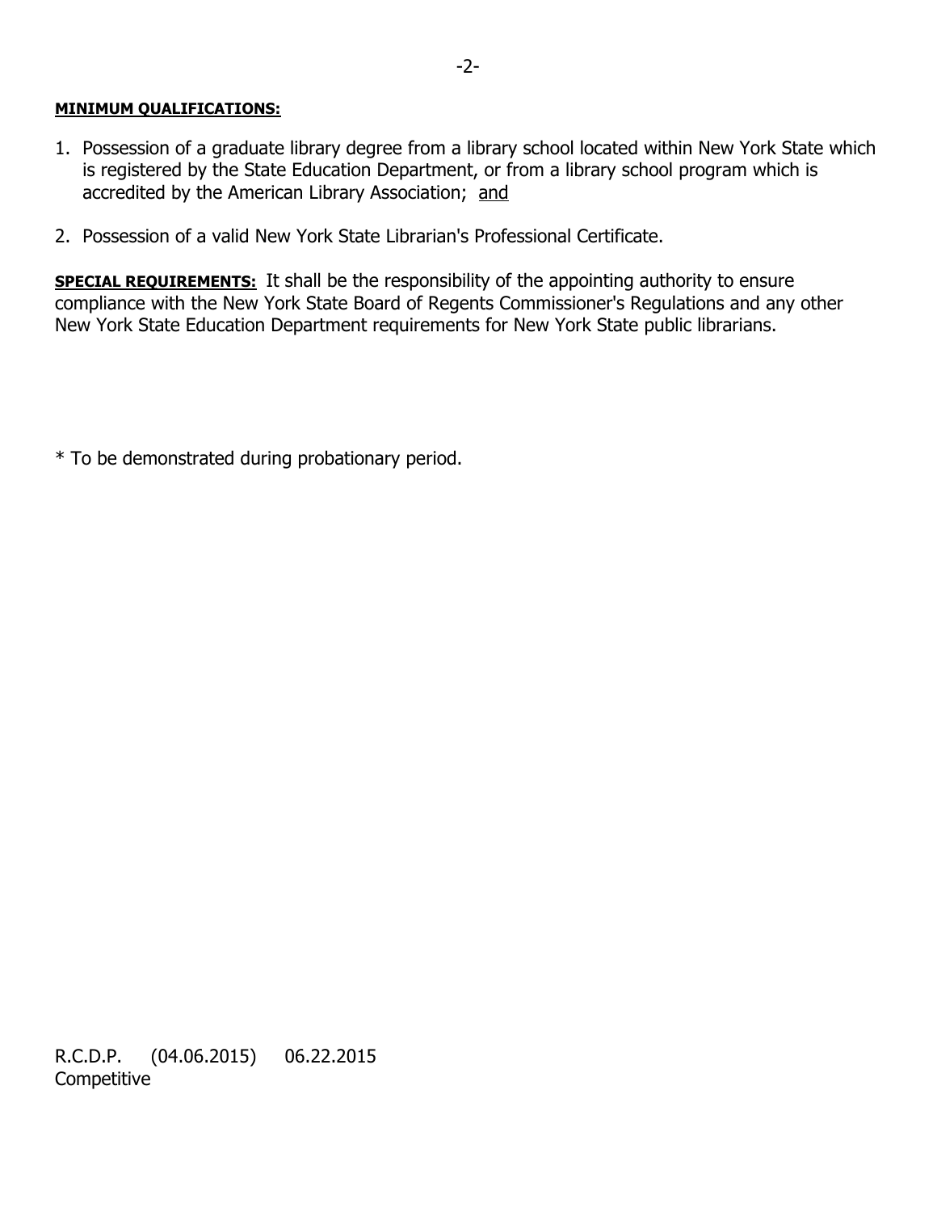**MINIMUM QUALIFICATIONS:**

1. Possession of a graduate library degree from a library school located within New York State which is registered by the State Education Department, or from a library school program which is accredited by the American Library Association; and

2. Possession of a valid New York State Librarian's Professional Certificate.

**SPECIAL REQUIREMENTS:** It shall be the responsibility of the appointing authority to ensure compliance with the New York State Board of Regents Commissioner's Regulations and any other New York State Education Department requirements for New York State public librarians.

* To be demonstrated during probationary period.

R.C.D.P. (04.06.2015) 06.22.2015
Competitive